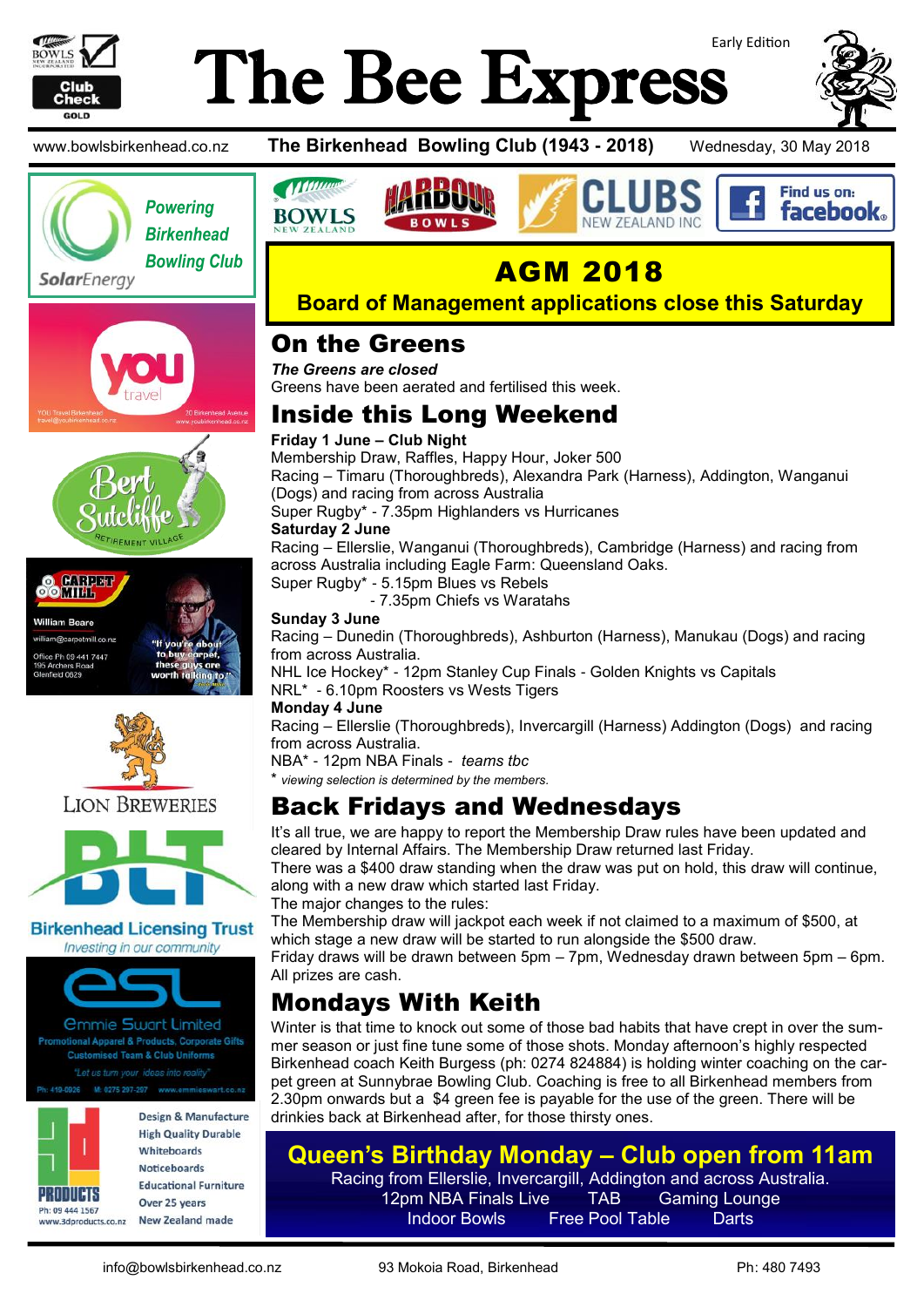Early Edition

# The Bee Express

www.bowlsbirkenhead.co.nz **The Birkenhead Bowling Club (1943 - 2018)** Wednesday, 30 May 2018

Powering Birkenhead Bowling Club — SolarEnergy

You travel — YOU Travel Birkenhead, travel@youbirkenhead.co.nz, 20 Birkenhead Avenue, www.youbirkenhead.co.nz

Bert Sutcliffe Retirement Village

Carpet Mill — William Beare, william@carpetmill.co.nz, Office Ph 09 441 7447, 195 Archers Road, Glenfield 0629 — "If you're about to buy carpet, these guys are worth talking to!"

Lion Breweries

BLT — Birkenhead Licensing Trust — Investing in our community

esl — Emmie Swart Limited — Promotional Apparel & Products, Corporate Gifts, Customised Team & Club Uniforms — "Let us turn your ideas into reality" — Ph: 419-0926 M: 0275 297-207 www.emmieswart.co.nz

3d Products — Design & Manufacture, High Quality Durable Whiteboards, Noticeboards, Educational Furniture, Over 25 years, New Zealand made — Ph: 09 444 1567, www.3dproducts.co.nz

Bowls New Zealand — Harbour Bowls — Clubs New Zealand Inc — Find us on: facebook

## AGM 2018

**Board of Management applications close this Saturday**

## On the Greens

***The Greens are closed***

Greens have been aerated and fertilised this week.

## Inside this Long Weekend

**Friday 1 June – Club Night**

Membership Draw, Raffles, Happy Hour, Joker 500

Racing – Timaru (Thoroughbreds), Alexandra Park (Harness), Addington, Wanganui (Dogs) and racing from across Australia

Super Rugby* - 7.35pm Highlanders vs Hurricanes

**Saturday 2 June**

Racing – Ellerslie, Wanganui (Thoroughbreds), Cambridge (Harness) and racing from across Australia including Eagle Farm: Queensland Oaks.

Super Rugby* - 5.15pm Blues vs Rebels

- 7.35pm Chiefs vs Waratahs

**Sunday 3 June**

Racing – Dunedin (Thoroughbreds), Ashburton (Harness), Manukau (Dogs) and racing from across Australia.

NHL Ice Hockey* - 12pm Stanley Cup Finals - Golden Knights vs Capitals

NRL* - 6.10pm Roosters vs Wests Tigers

**Monday 4 June**

Racing – Ellerslie (Thoroughbreds), Invercargill (Harness) Addington (Dogs) and racing from across Australia.

NBA* - 12pm NBA Finals - *teams tbc*

* *viewing selection is determined by the members.*

## Back Fridays and Wednesdays

It's all true, we are happy to report the Membership Draw rules have been updated and cleared by Internal Affairs. The Membership Draw returned last Friday.

There was a $400 draw standing when the draw was put on hold, this draw will continue, along with a new draw which started last Friday.

The major changes to the rules:

The Membership draw will jackpot each week if not claimed to a maximum of $500, at which stage a new draw will be started to run alongside the $500 draw.

Friday draws will be drawn between 5pm – 7pm, Wednesday drawn between 5pm – 6pm. All prizes are cash.

## Mondays With Keith

Winter is that time to knock out some of those bad habits that have crept in over the summer season or just fine tune some of those shots. Monday afternoon's highly respected Birkenhead coach Keith Burgess (ph: 0274 824884) is holding winter coaching on the carpet green at Sunnybrae Bowling Club. Coaching is free to all Birkenhead members from 2.30pm onwards but a $4 green fee is payable for the use of the green. There will be drinkies back at Birkenhead after, for those thirsty ones.

## Queen's Birthday Monday – Club open from 11am

Racing from Ellerslie, Invercargill, Addington and across Australia.

12pm NBA Finals Live TAB Gaming Lounge

Indoor Bowls Free Pool Table Darts

info@bowlsbirkenhead.co.nz 93 Mokoia Road, Birkenhead Ph: 480 7493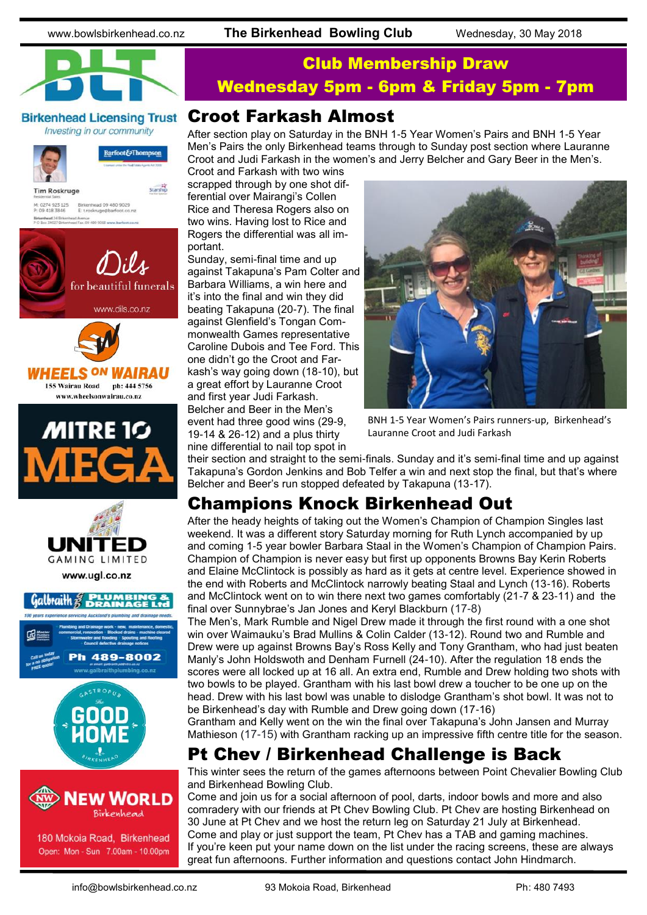## Club Membership Draw

## Wednesday 5pm - 6pm & Friday 5pm - 7pm

## Croot Farkash Almost

After section play on Saturday in the BNH 1-5 Year Women's Pairs and BNH 1-5 Year Men's Pairs the only Birkenhead teams through to Sunday post section where Lauranne Croot and Judi Farkash in the women's and Jerry Belcher and Gary Beer in the Men's.

Croot and Farkash with two wins scrapped through by one shot differential over Mairangi's Collen Rice and Theresa Rogers also on two wins. Having lost to Rice and Rogers the differential was all important.

Sunday, semi-final time and up against Takapuna's Pam Colter and Barbara Williams, a win here and it's into the final and win they did beating Takapuna (20-7). The final against Glenfield's Tongan Commonwealth Games representative Caroline Dubois and Tee Ford. This one didn't go the Croot and Farkash's way going down (18-10), but a great effort by Lauranne Croot and first year Judi Farkash.

Belcher and Beer in the Men's event had three good wins (29-9, 19-14 & 26-12) and a plus thirty nine differential to nail top spot in their section and straight to the semi-finals. Sunday and it's semi-final time and up against Takapuna's Gordon Jenkins and Bob Telfer a win and next stop the final, but that's where Belcher and Beer's run stopped defeated by Takapuna (13-17).

BNH 1-5 Year Women's Pairs runners-up, Birkenhead's Lauranne Croot and Judi Farkash

## Champions Knock Birkenhead Out

After the heady heights of taking out the Women's Champion of Champion Singles last weekend. It was a different story Saturday morning for Ruth Lynch accompanied by up and coming 1-5 year bowler Barbara Staal in the Women's Champion of Champion Pairs. Champion of Champion is never easy but first up opponents Browns Bay Kerin Roberts and Elaine McClintock is possibly as hard as it gets at centre level. Experience showed in the end with Roberts and McClintock narrowly beating Staal and Lynch (13-16). Roberts and McClintock went on to win there next two games comfortably (21-7 & 23-11) and the final over Sunnybrae's Jan Jones and Keryl Blackburn (17-8)

The Men's, Mark Rumble and Nigel Drew made it through the first round with a one shot win over Waimauku's Brad Mullins & Colin Calder (13-12). Round two and Rumble and Drew were up against Browns Bay's Ross Kelly and Tony Grantham, who had just beaten Manly's John Holdswoth and Denham Furnell (24-10). After the regulation 18 ends the scores were all locked up at 16 all. An extra end, Rumble and Drew holding two shots with two bowls to be played. Grantham with his last bowl drew a toucher to be one up on the head. Drew with his last bowl was unable to dislodge Grantham's shot bowl. It was not to be Birkenhead's day with Rumble and Drew going down (17-16)

Grantham and Kelly went on the win the final over Takapuna's John Jansen and Murray Mathieson (17-15) with Grantham racking up an impressive fifth centre title for the season.

## Pt Chev / Birkenhead Challenge is Back

This winter sees the return of the games afternoons between Point Chevalier Bowling Club and Birkenhead Bowling Club.

Come and join us for a social afternoon of pool, darts, indoor bowls and more and also comradery with our friends at Pt Chev Bowling Club. Pt Chev are hosting Birkenhead on 30 June at Pt Chev and we host the return leg on Saturday 21 July at Birkenhead.

Come and play or just support the team, Pt Chev has a TAB and gaming machines.

If you're keen put your name down on the list under the racing screens, these are always great fun afternoons. Further information and questions contact John Hindmarch.

Birkenhead Licensing Trust — Investing in our community

Tim Roskruge — Barfoot & Thompson — M: 0274 923 125 P: 09 418 3846 — Birkenhead 09 480 9029 — E: t.roskruge@barfoot.co.nz

Dils — for beautiful funerals — www.dils.co.nz

Wheels on Wairau — 155 Wairau Road ph: 444 5756 — www.wheelsonwairau.co.nz

Mitre 10 Mega

United Gaming Limited — www.ugl.co.nz

Galbraith Plumbing & Drainage Ltd — Ph 489-8002 — www.galbraithplumbing.co.nz

The Good Home Gastropub Birkenhead

New World Birkenhead — 180 Mokoia Road, Birkenhead — Open: Mon - Sun 7.00am - 10.00pm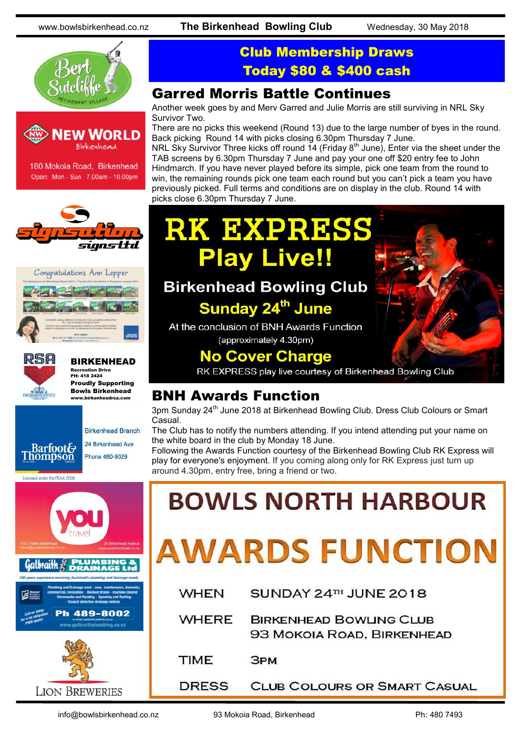## Club Membership Draws
## Today $80 & $400 cash

## Garred Morris Battle Continues

Another week goes by and Merv Garred and Julie Morris are still surviving in NRL Sky Survivor Two.

There are no picks this weekend (Round 13) due to the large number of byes in the round. Back picking Round 14 with picks closing 6.30pm Thursday 7 June.

NRL Sky Survivor Three kicks off round 14 (Friday 8th June), Enter via the sheet under the TAB screens by 6.30pm Thursday 7 June and pay your one off $20 entry fee to John Hindmarch. If you have never played before its simple, pick one team from the round to win, the remaining rounds pick one team each round but you can't pick a team you have previously picked. Full terms and conditions are on display in the club. Round 14 with picks close 6.30pm Thursday 7 June.

# RK EXPRESS
## Play Live!!

**Birkenhead Bowling Club**

**Sunday 24th June**

At the conclusion of BNH Awards Function

(approximately 4.30pm)

**No Cover Charge**

RK EXPRESS play live courtesy of Birkenhead Bowling Club

## BNH Awards Function

3pm Sunday 24th June 2018 at Birkenhead Bowling Club. Dress Club Colours or Smart Casual.

The Club has to notify the numbers attending. If you intend attending put your name on the white board in the club by Monday 18 June.

Following the Awards Function courtesy of the Birkenhead Bowling Club RK Express will play for everyone's enjoyment. If you coming along only for RK Express just turn up around 4.30pm, entry free, bring a friend or two.

# BOWLS NORTH HARBOUR
# AWARDS FUNCTION

| | |
|---|---|
| WHEN | SUNDAY 24TH JUNE 2018 |
| WHERE | BIRKENHEAD BOWLING CLUB<br>93 MOKOIA ROAD, BIRKENHEAD |
| TIME | 3PM |
| DRESS | CLUB COLOURS OR SMART CASUAL |

Bert Sutcliffe Retirement Village

NEW WORLD Birkenhead
180 Mokoia Road, Birkenhead
Open: Mon - Sun 7.00am - 10.00pm

signsation signs ltd

Congratulations Ann Lepper

RSA **BIRKENHEAD**
Recreation Drive
PH: 418 2424
**Proudly Supporting Bowls Birkenhead**
www.birkenheadrsa.com

Barfoot & Thompson
Birkenhead Branch
24 Birkenhead Ave
Phone 480-9029
Licensed under the REAA 2008

you travel
YOU Travel Birkenhead travel@youbirkenhead.co.nz
20 Birkenhead Avenue www.youbirkenhead.co.nz

Galbraith PLUMBING & DRAINAGE Ltd
100 years experience servicing Auckland's plumbing and drainage needs.
Ph 489-8002
www.galbraithplumbing.co.nz

LION BREWERIES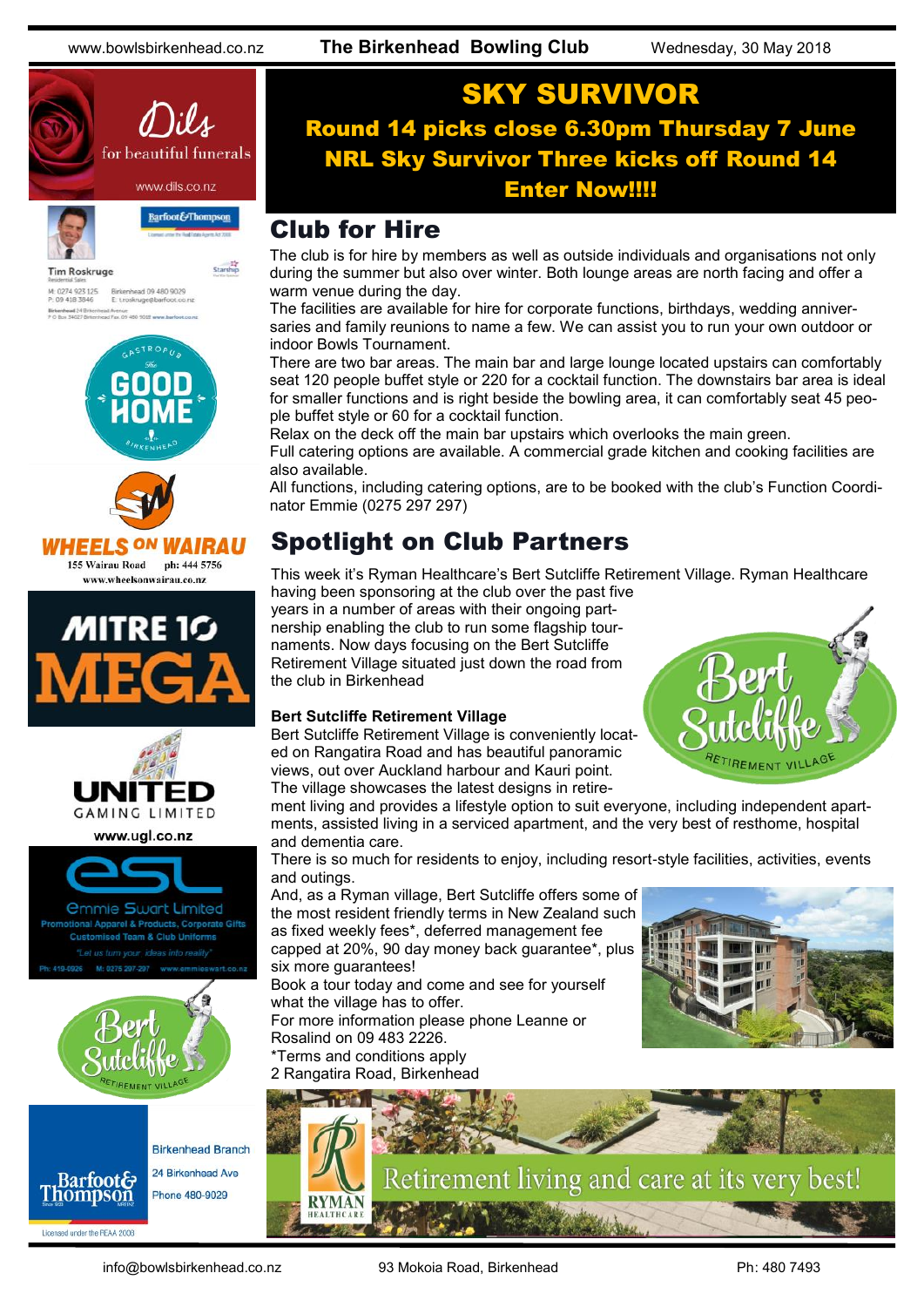# SKY SURVIVOR

**Round 14 picks close 6.30pm Thursday 7 June**
**NRL Sky Survivor Three kicks off Round 14**
**Enter Now!!!!**

## Club for Hire

The club is for hire by members as well as outside individuals and organisations not only during the summer but also over winter. Both lounge areas are north facing and offer a warm venue during the day.

The facilities are available for hire for corporate functions, birthdays, wedding anniversaries and family reunions to name a few. We can assist you to run your own outdoor or indoor Bowls Tournament.

There are two bar areas. The main bar and large lounge located upstairs can comfortably seat 120 people buffet style or 220 for a cocktail function. The downstairs bar area is ideal for smaller functions and is right beside the bowling area, it can comfortably seat 45 people buffet style or 60 for a cocktail function.

Relax on the deck off the main bar upstairs which overlooks the main green.

Full catering options are available. A commercial grade kitchen and cooking facilities are also available.

All functions, including catering options, are to be booked with the club's Function Coordinator Emmie (0275 297 297)

## Spotlight on Club Partners

This week it's Ryman Healthcare's Bert Sutcliffe Retirement Village. Ryman Healthcare having been sponsoring at the club over the past five years in a number of areas with their ongoing partnership enabling the club to run some flagship tournaments. Now days focusing on the Bert Sutcliffe Retirement Village situated just down the road from the club in Birkenhead

**Bert Sutcliffe Retirement Village**

Bert Sutcliffe Retirement Village is conveniently located on Rangatira Road and has beautiful panoramic views, out over Auckland harbour and Kauri point. The village showcases the latest designs in retirement living and provides a lifestyle option to suit everyone, including independent apartments, assisted living in a serviced apartment, and the very best of resthome, hospital and dementia care.

There is so much for residents to enjoy, including resort-style facilities, activities, events and outings.

And, as a Ryman village, Bert Sutcliffe offers some of the most resident friendly terms in New Zealand such as fixed weekly fees*, deferred management fee capped at 20%, 90 day money back guarantee*, plus six more guarantees!

Book a tour today and come and see for yourself what the village has to offer.

For more information please phone Leanne or Rosalind on 09 483 2226.

*Terms and conditions apply

2 Rangatira Road, Birkenhead

Retirement living and care at its very best!

RYMAN HEALTHCARE

---

Dils for beautiful funerals
www.dils.co.nz

Tim Roskruge
Residential Sales
M: 0274 923 125 Birkenhead 09 480 9029
P: 09 418 3846 E: t.roskruge@barfoot.co.nz

Gastropub The Good Home Birkenhead

WHEELS ON WAIRAU
155 Wairau Road ph: 444 5756
www.wheelsonwairau.co.nz

MITRE 10 MEGA

UNITED GAMING LIMITED
www.ugl.co.nz

esl
Emmie Swart Limited
Promotional Apparel & Products, Corporate Gifts
Customised Team & Club Uniforms
"Let us turn your ideas into reality"
Ph: 419-0926 M: 0275 297-297 www.emmieswart.co.nz

Bert Sutcliffe Retirement Village

Barfoot & Thompson
Birkenhead Branch
24 Birkenhead Ave
Phone 480-9029
Licensed under the REAA 2008